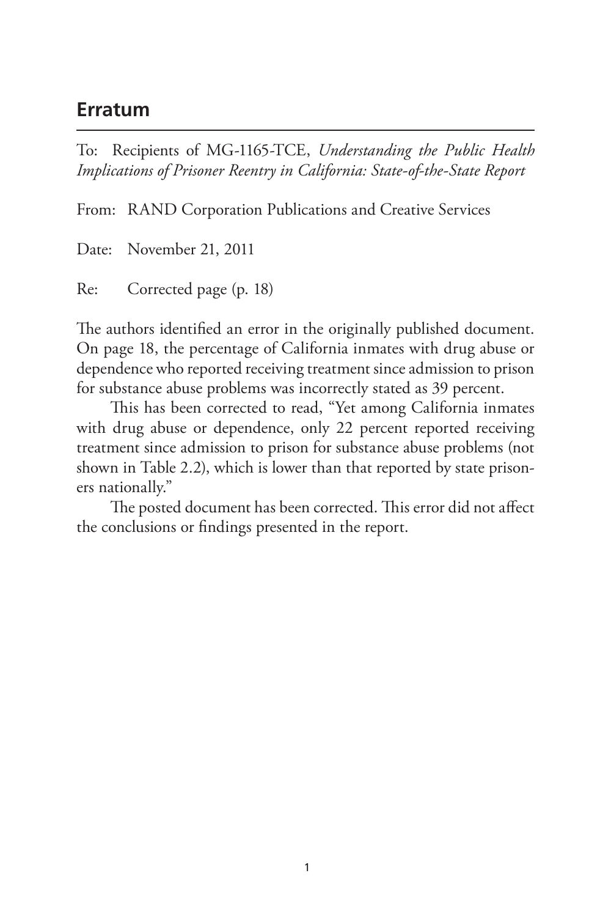## Erratum

To: Recipients of MG-1165-TCE, *Understanding the Public Health Implications of Prisoner Reentry in California: State-of-the-State Report*

From: RAND Corporation Publications and Creative Services

Date: November 21, 2011

Re: Corrected page (p. 18)

The authors identified an error in the originally published document. On page 18, the percentage of California inmates with drug abuse or dependence who reported receiving treatment since admission to prison for substance abuse problems was incorrectly stated as 39 percent.

This has been corrected to read, "Yet among California inmates with drug abuse or dependence, only 22 percent reported receiving treatment since admission to prison for substance abuse problems (not shown in Table 2.2), which is lower than that reported by state prisoners nationally."

The posted document has been corrected. This error did not affect the conclusions or findings presented in the report.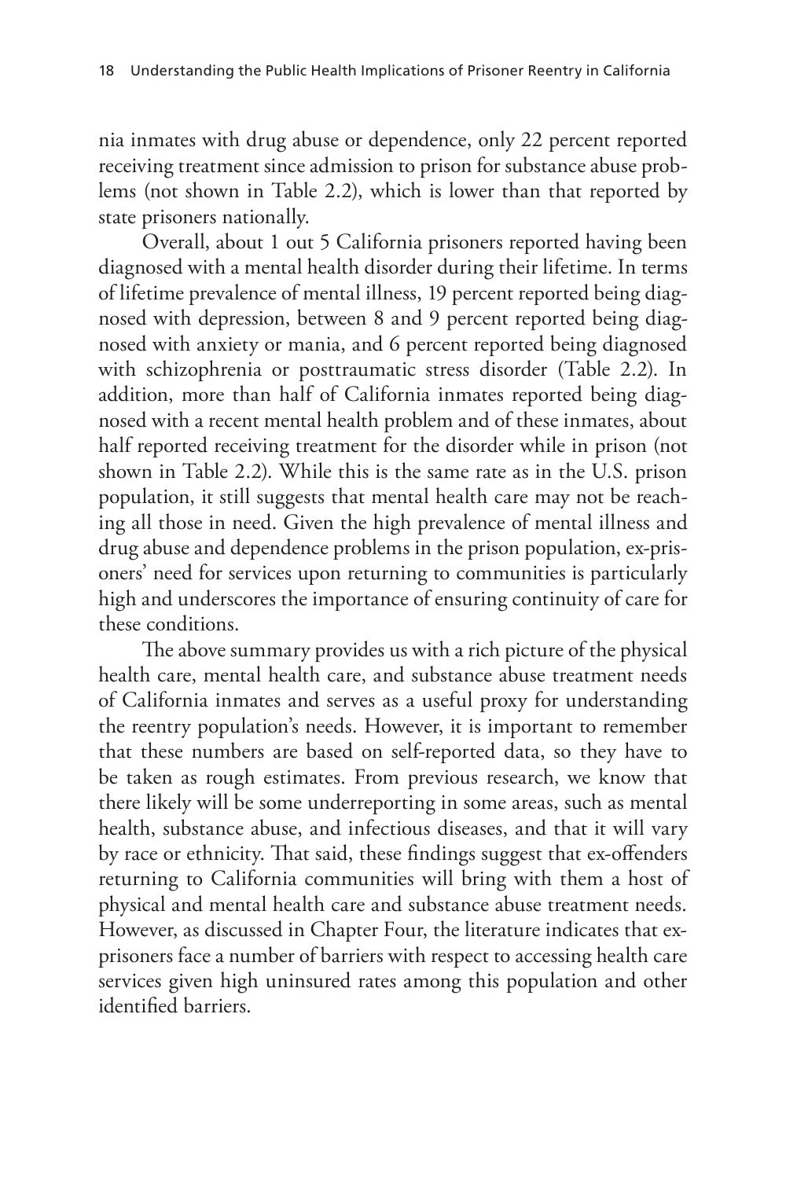nia inmates with drug abuse or dependence, only 22 percent reported receiving treatment since admission to prison for substance abuse problems (not shown in Table 2.2), which is lower than that reported by state prisoners nationally.

Overall, about 1 out 5 California prisoners reported having been diagnosed with a mental health disorder during their lifetime. In terms of lifetime prevalence of mental illness, 19 percent reported being diagnosed with depression, between 8 and 9 percent reported being diagnosed with anxiety or mania, and 6 percent reported being diagnosed with schizophrenia or posttraumatic stress disorder (Table 2.2). In addition, more than half of California inmates reported being diagnosed with a recent mental health problem and of these inmates, about half reported receiving treatment for the disorder while in prison (not shown in Table 2.2). While this is the same rate as in the U.S. prison population, it still suggests that mental health care may not be reaching all those in need. Given the high prevalence of mental illness and drug abuse and dependence problems in the prison population, ex-prisoners' need for services upon returning to communities is particularly high and underscores the importance of ensuring continuity of care for these conditions.

The above summary provides us with a rich picture of the physical health care, mental health care, and substance abuse treatment needs of California inmates and serves as a useful proxy for understanding the reentry population's needs. However, it is important to remember that these numbers are based on self-reported data, so they have to be taken as rough estimates. From previous research, we know that there likely will be some underreporting in some areas, such as mental health, substance abuse, and infectious diseases, and that it will vary by race or ethnicity. That said, these findings suggest that ex-offenders returning to California communities will bring with them a host of physical and mental health care and substance abuse treatment needs. However, as discussed in Chapter Four, the literature indicates that ex-prisoners face a number of barriers with respect to accessing health care services given high uninsured rates among this population and other identified barriers.